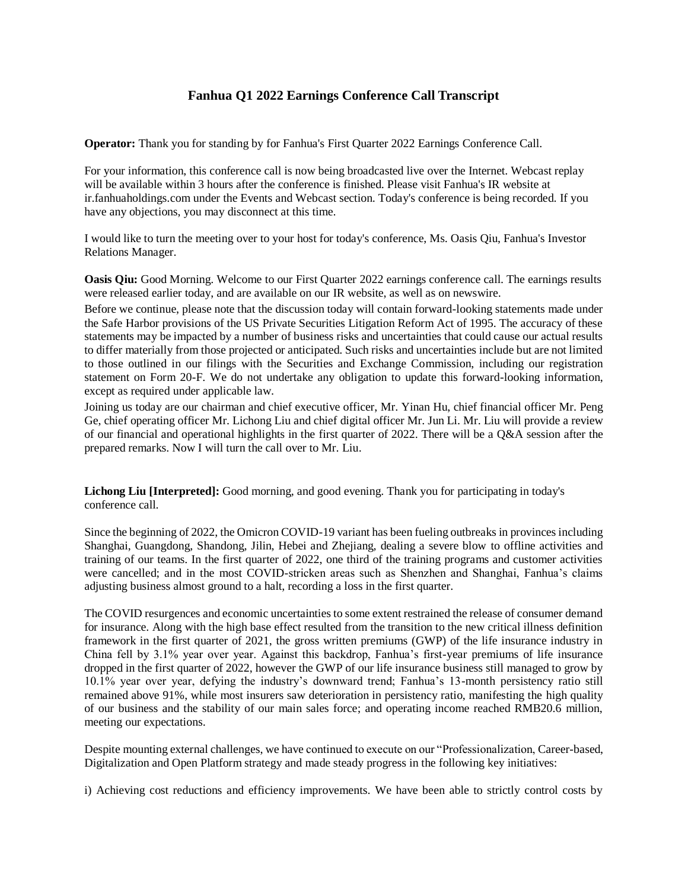# Fanhua Q1 2022 Earnings Conference Call Transcript

**Operator:** Thank you for standing by for Fanhua's First Quarter 2022 Earnings Conference Call.

For your information, this conference call is now being broadcasted live over the Internet. Webcast replay will be available within 3 hours after the conference is finished. Please visit Fanhua's IR website at ir.fanhuaholdings.com under the Events and Webcast section. Today's conference is being recorded. If you have any objections, you may disconnect at this time.

I would like to turn the meeting over to your host for today's conference, Ms. Oasis Qiu, Fanhua's Investor Relations Manager.

**Oasis Qiu:** Good Morning. Welcome to our First Quarter 2022 earnings conference call. The earnings results were released earlier today, and are available on our IR website, as well as on newswire.

Before we continue, please note that the discussion today will contain forward-looking statements made under the Safe Harbor provisions of the US Private Securities Litigation Reform Act of 1995. The accuracy of these statements may be impacted by a number of business risks and uncertainties that could cause our actual results to differ materially from those projected or anticipated. Such risks and uncertainties include but are not limited to those outlined in our filings with the Securities and Exchange Commission, including our registration statement on Form 20-F. We do not undertake any obligation to update this forward-looking information, except as required under applicable law.

Joining us today are our chairman and chief executive officer, Mr. Yinan Hu, chief financial officer Mr. Peng Ge, chief operating officer Mr. Lichong Liu and chief digital officer Mr. Jun Li. Mr. Liu will provide a review of our financial and operational highlights in the first quarter of 2022. There will be a Q&A session after the prepared remarks. Now I will turn the call over to Mr. Liu.

**Lichong Liu [Interpreted]:** Good morning, and good evening. Thank you for participating in today's conference call.

Since the beginning of 2022, the Omicron COVID-19 variant has been fueling outbreaks in provinces including Shanghai, Guangdong, Shandong, Jilin, Hebei and Zhejiang, dealing a severe blow to offline activities and training of our teams. In the first quarter of 2022, one third of the training programs and customer activities were cancelled; and in the most COVID-stricken areas such as Shenzhen and Shanghai, Fanhua's claims adjusting business almost ground to a halt, recording a loss in the first quarter.

The COVID resurgences and economic uncertainties to some extent restrained the release of consumer demand for insurance. Along with the high base effect resulted from the transition to the new critical illness definition framework in the first quarter of 2021, the gross written premiums (GWP) of the life insurance industry in China fell by 3.1% year over year. Against this backdrop, Fanhua's first-year premiums of life insurance dropped in the first quarter of 2022, however the GWP of our life insurance business still managed to grow by 10.1% year over year, defying the industry's downward trend; Fanhua's 13-month persistency ratio still remained above 91%, while most insurers saw deterioration in persistency ratio, manifesting the high quality of our business and the stability of our main sales force; and operating income reached RMB20.6 million, meeting our expectations.

Despite mounting external challenges, we have continued to execute on our "Professionalization, Career-based, Digitalization and Open Platform strategy and made steady progress in the following key initiatives:

i) Achieving cost reductions and efficiency improvements. We have been able to strictly control costs by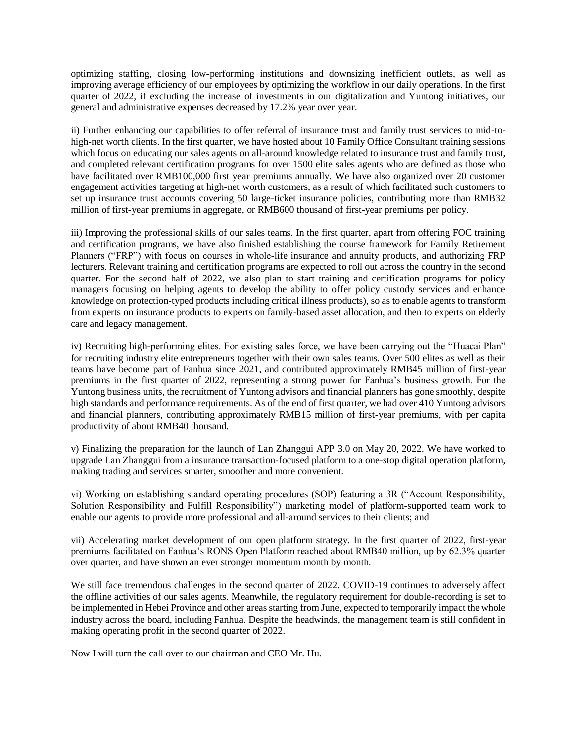optimizing staffing, closing low-performing institutions and downsizing inefficient outlets, as well as improving average efficiency of our employees by optimizing the workflow in our daily operations. In the first quarter of 2022, if excluding the increase of investments in our digitalization and Yuntong initiatives, our general and administrative expenses decreased by 17.2% year over year.

ii) Further enhancing our capabilities to offer referral of insurance trust and family trust services to mid-to-high-net worth clients. In the first quarter, we have hosted about 10 Family Office Consultant training sessions which focus on educating our sales agents on all-around knowledge related to insurance trust and family trust, and completed relevant certification programs for over 1500 elite sales agents who are defined as those who have facilitated over RMB100,000 first year premiums annually. We have also organized over 20 customer engagement activities targeting at high-net worth customers, as a result of which facilitated such customers to set up insurance trust accounts covering 50 large-ticket insurance policies, contributing more than RMB32 million of first-year premiums in aggregate, or RMB600 thousand of first-year premiums per policy.

iii) Improving the professional skills of our sales teams. In the first quarter, apart from offering FOC training and certification programs, we have also finished establishing the course framework for Family Retirement Planners ("FRP") with focus on courses in whole-life insurance and annuity products, and authorizing FRP lecturers. Relevant training and certification programs are expected to roll out across the country in the second quarter. For the second half of 2022, we also plan to start training and certification programs for policy managers focusing on helping agents to develop the ability to offer policy custody services and enhance knowledge on protection-typed products including critical illness products), so as to enable agents to transform from experts on insurance products to experts on family-based asset allocation, and then to experts on elderly care and legacy management.

iv) Recruiting high-performing elites. For existing sales force, we have been carrying out the "Huacai Plan" for recruiting industry elite entrepreneurs together with their own sales teams. Over 500 elites as well as their teams have become part of Fanhua since 2021, and contributed approximately RMB45 million of first-year premiums in the first quarter of 2022, representing a strong power for Fanhua's business growth. For the Yuntong business units, the recruitment of Yuntong advisors and financial planners has gone smoothly, despite high standards and performance requirements. As of the end of first quarter, we had over 410 Yuntong advisors and financial planners, contributing approximately RMB15 million of first-year premiums, with per capita productivity of about RMB40 thousand.

v) Finalizing the preparation for the launch of Lan Zhanggui APP 3.0 on May 20, 2022. We have worked to upgrade Lan Zhanggui from a insurance transaction-focused platform to a one-stop digital operation platform, making trading and services smarter, smoother and more convenient.

vi) Working on establishing standard operating procedures (SOP) featuring a 3R ("Account Responsibility, Solution Responsibility and Fulfill Responsibility") marketing model of platform-supported team work to enable our agents to provide more professional and all-around services to their clients; and

vii) Accelerating market development of our open platform strategy. In the first quarter of 2022, first-year premiums facilitated on Fanhua's RONS Open Platform reached about RMB40 million, up by 62.3% quarter over quarter, and have shown an ever stronger momentum month by month.

We still face tremendous challenges in the second quarter of 2022. COVID-19 continues to adversely affect the offline activities of our sales agents. Meanwhile, the regulatory requirement for double-recording is set to be implemented in Hebei Province and other areas starting from June, expected to temporarily impact the whole industry across the board, including Fanhua. Despite the headwinds, the management team is still confident in making operating profit in the second quarter of 2022.

Now I will turn the call over to our chairman and CEO Mr. Hu.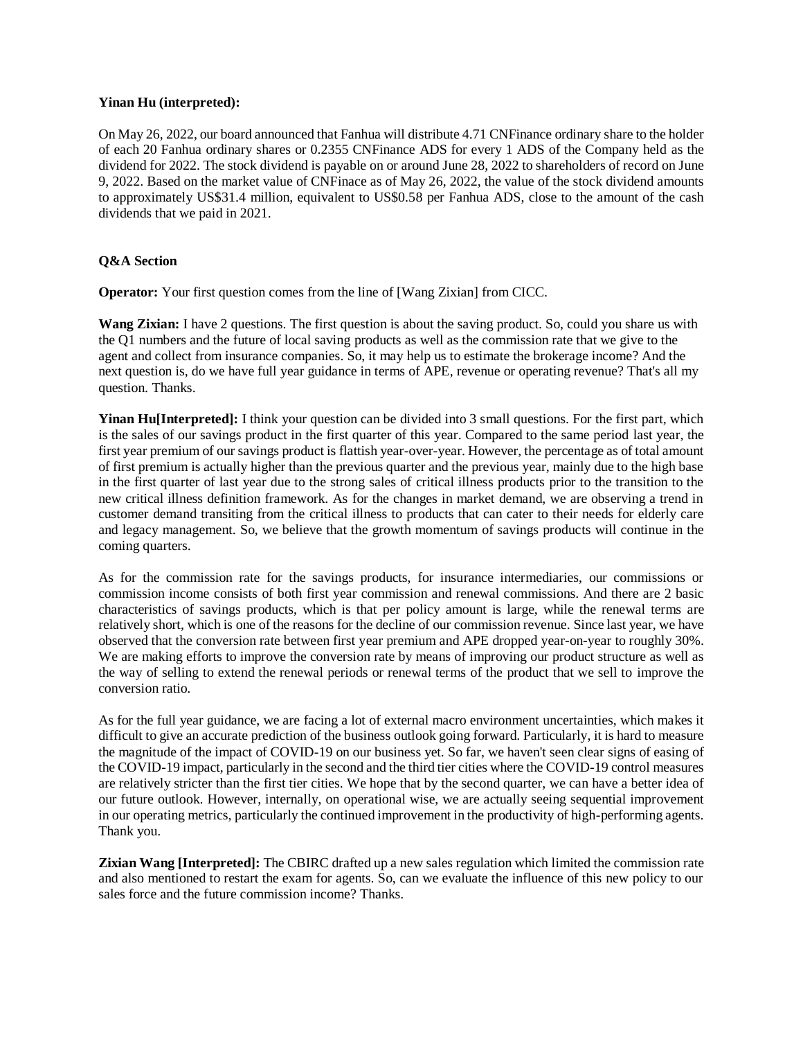**Yinan Hu (interpreted):**

On May 26, 2022, our board announced that Fanhua will distribute 4.71 CNFinance ordinary share to the holder of each 20 Fanhua ordinary shares or 0.2355 CNFinance ADS for every 1 ADS of the Company held as the dividend for 2022. The stock dividend is payable on or around June 28, 2022 to shareholders of record on June 9, 2022. Based on the market value of CNFinace as of May 26, 2022, the value of the stock dividend amounts to approximately US$31.4 million, equivalent to US$0.58 per Fanhua ADS, close to the amount of the cash dividends that we paid in 2021.

**Q&A Section**

**Operator:** Your first question comes from the line of [Wang Zixian] from CICC.

**Wang Zixian:** I have 2 questions. The first question is about the saving product. So, could you share us with the Q1 numbers and the future of local saving products as well as the commission rate that we give to the agent and collect from insurance companies. So, it may help us to estimate the brokerage income? And the next question is, do we have full year guidance in terms of APE, revenue or operating revenue? That's all my question. Thanks.

**Yinan Hu[Interpreted]:** I think your question can be divided into 3 small questions. For the first part, which is the sales of our savings product in the first quarter of this year. Compared to the same period last year, the first year premium of our savings product is flattish year-over-year. However, the percentage as of total amount of first premium is actually higher than the previous quarter and the previous year, mainly due to the high base in the first quarter of last year due to the strong sales of critical illness products prior to the transition to the new critical illness definition framework. As for the changes in market demand, we are observing a trend in customer demand transiting from the critical illness to products that can cater to their needs for elderly care and legacy management. So, we believe that the growth momentum of savings products will continue in the coming quarters.

As for the commission rate for the savings products, for insurance intermediaries, our commissions or commission income consists of both first year commission and renewal commissions. And there are 2 basic characteristics of savings products, which is that per policy amount is large, while the renewal terms are relatively short, which is one of the reasons for the decline of our commission revenue. Since last year, we have observed that the conversion rate between first year premium and APE dropped year-on-year to roughly 30%. We are making efforts to improve the conversion rate by means of improving our product structure as well as the way of selling to extend the renewal periods or renewal terms of the product that we sell to improve the conversion ratio.

As for the full year guidance, we are facing a lot of external macro environment uncertainties, which makes it difficult to give an accurate prediction of the business outlook going forward. Particularly, it is hard to measure the magnitude of the impact of COVID-19 on our business yet. So far, we haven't seen clear signs of easing of the COVID-19 impact, particularly in the second and the third tier cities where the COVID-19 control measures are relatively stricter than the first tier cities. We hope that by the second quarter, we can have a better idea of our future outlook. However, internally, on operational wise, we are actually seeing sequential improvement in our operating metrics, particularly the continued improvement in the productivity of high-performing agents. Thank you.

**Zixian Wang [Interpreted]:** The CBIRC drafted up a new sales regulation which limited the commission rate and also mentioned to restart the exam for agents. So, can we evaluate the influence of this new policy to our sales force and the future commission income? Thanks.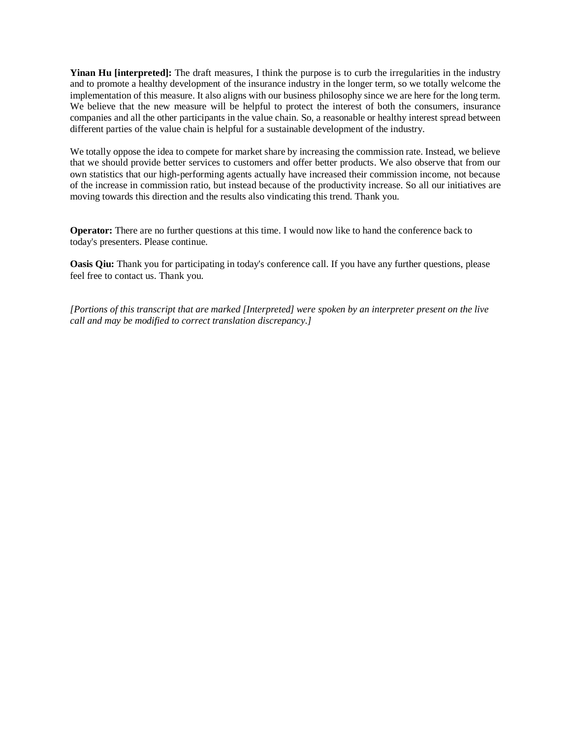**Yinan Hu [interpreted]:** The draft measures, I think the purpose is to curb the irregularities in the industry and to promote a healthy development of the insurance industry in the longer term, so we totally welcome the implementation of this measure. It also aligns with our business philosophy since we are here for the long term. We believe that the new measure will be helpful to protect the interest of both the consumers, insurance companies and all the other participants in the value chain. So, a reasonable or healthy interest spread between different parties of the value chain is helpful for a sustainable development of the industry.

We totally oppose the idea to compete for market share by increasing the commission rate. Instead, we believe that we should provide better services to customers and offer better products. We also observe that from our own statistics that our high-performing agents actually have increased their commission income, not because of the increase in commission ratio, but instead because of the productivity increase. So all our initiatives are moving towards this direction and the results also vindicating this trend. Thank you.

**Operator:** There are no further questions at this time. I would now like to hand the conference back to today's presenters. Please continue.

**Oasis Qiu:** Thank you for participating in today's conference call. If you have any further questions, please feel free to contact us. Thank you.

*[Portions of this transcript that are marked [Interpreted] were spoken by an interpreter present on the live call and may be modified to correct translation discrepancy.]*